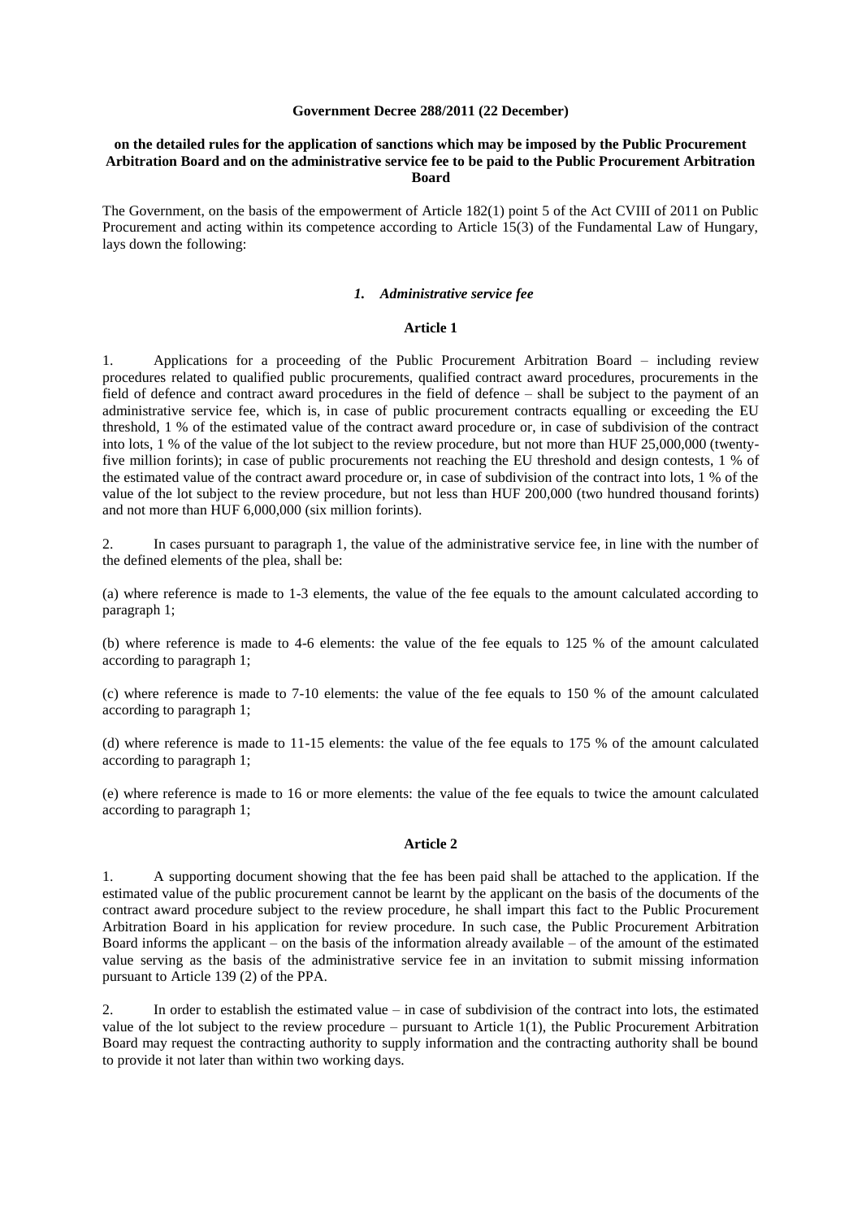**Government Decree 288/2011 (22 December)**

**on the detailed rules for the application of sanctions which may be imposed by the Public Procurement Arbitration Board and on the administrative service fee to be paid to the Public Procurement Arbitration Board**

The Government, on the basis of the empowerment of Article 182(1) point 5 of the Act CVIII of 2011 on Public Procurement and acting within its competence according to Article 15(3) of the Fundamental Law of Hungary, lays down the following:

### *1. Administrative service fee*

**Article 1**

1. Applications for a proceeding of the Public Procurement Arbitration Board – including review procedures related to qualified public procurements, qualified contract award procedures, procurements in the field of defence and contract award procedures in the field of defence – shall be subject to the payment of an administrative service fee, which is, in case of public procurement contracts equalling or exceeding the EU threshold, 1 % of the estimated value of the contract award procedure or, in case of subdivision of the contract into lots, 1 % of the value of the lot subject to the review procedure, but not more than HUF 25,000,000 (twenty-five million forints); in case of public procurements not reaching the EU threshold and design contests, 1 % of the estimated value of the contract award procedure or, in case of subdivision of the contract into lots, 1 % of the value of the lot subject to the review procedure, but not less than HUF 200,000 (two hundred thousand forints) and not more than HUF 6,000,000 (six million forints).

2. In cases pursuant to paragraph 1, the value of the administrative service fee, in line with the number of the defined elements of the plea, shall be:

(a) where reference is made to 1-3 elements, the value of the fee equals to the amount calculated according to paragraph 1;

(b) where reference is made to 4-6 elements: the value of the fee equals to 125 % of the amount calculated according to paragraph 1;

(c) where reference is made to 7-10 elements: the value of the fee equals to 150 % of the amount calculated according to paragraph 1;

(d) where reference is made to 11-15 elements: the value of the fee equals to 175 % of the amount calculated according to paragraph 1;

(e) where reference is made to 16 or more elements: the value of the fee equals to twice the amount calculated according to paragraph 1;

**Article 2**

1. A supporting document showing that the fee has been paid shall be attached to the application. If the estimated value of the public procurement cannot be learnt by the applicant on the basis of the documents of the contract award procedure subject to the review procedure, he shall impart this fact to the Public Procurement Arbitration Board in his application for review procedure. In such case, the Public Procurement Arbitration Board informs the applicant – on the basis of the information already available – of the amount of the estimated value serving as the basis of the administrative service fee in an invitation to submit missing information pursuant to Article 139 (2) of the PPA.

2. In order to establish the estimated value – in case of subdivision of the contract into lots, the estimated value of the lot subject to the review procedure – pursuant to Article 1(1), the Public Procurement Arbitration Board may request the contracting authority to supply information and the contracting authority shall be bound to provide it not later than within two working days.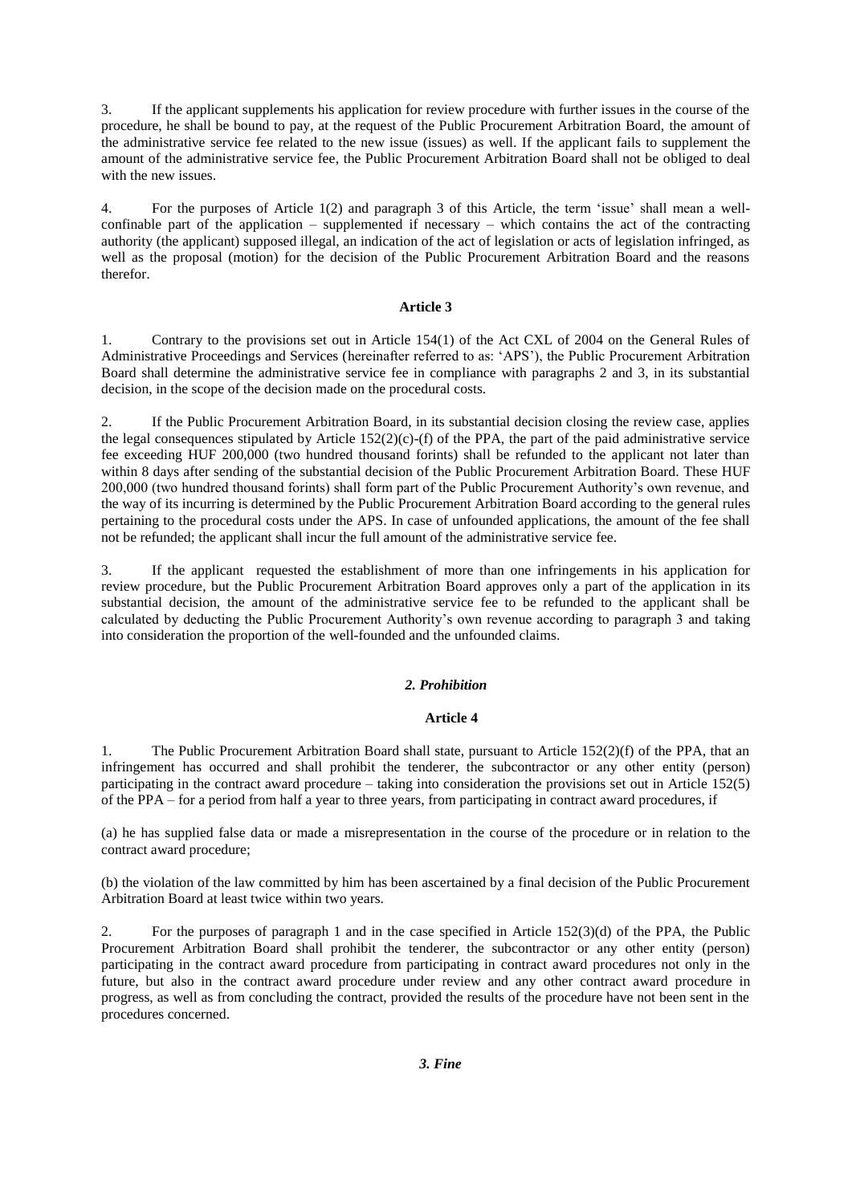3. If the applicant supplements his application for review procedure with further issues in the course of the procedure, he shall be bound to pay, at the request of the Public Procurement Arbitration Board, the amount of the administrative service fee related to the new issue (issues) as well. If the applicant fails to supplement the amount of the administrative service fee, the Public Procurement Arbitration Board shall not be obliged to deal with the new issues.

4. For the purposes of Article 1(2) and paragraph 3 of this Article, the term 'issue' shall mean a well-confinable part of the application – supplemented if necessary – which contains the act of the contracting authority (the applicant) supposed illegal, an indication of the act of legislation or acts of legislation infringed, as well as the proposal (motion) for the decision of the Public Procurement Arbitration Board and the reasons therefor.

**Article 3**

1. Contrary to the provisions set out in Article 154(1) of the Act CXL of 2004 on the General Rules of Administrative Proceedings and Services (hereinafter referred to as: 'APS'), the Public Procurement Arbitration Board shall determine the administrative service fee in compliance with paragraphs 2 and 3, in its substantial decision, in the scope of the decision made on the procedural costs.

2. If the Public Procurement Arbitration Board, in its substantial decision closing the review case, applies the legal consequences stipulated by Article 152(2)(c)-(f) of the PPA, the part of the paid administrative service fee exceeding HUF 200,000 (two hundred thousand forints) shall be refunded to the applicant not later than within 8 days after sending of the substantial decision of the Public Procurement Arbitration Board. These HUF 200,000 (two hundred thousand forints) shall form part of the Public Procurement Authority's own revenue, and the way of its incurring is determined by the Public Procurement Arbitration Board according to the general rules pertaining to the procedural costs under the APS. In case of unfounded applications, the amount of the fee shall not be refunded; the applicant shall incur the full amount of the administrative service fee.

3. If the applicant requested the establishment of more than one infringements in his application for review procedure, but the Public Procurement Arbitration Board approves only a part of the application in its substantial decision, the amount of the administrative service fee to be refunded to the applicant shall be calculated by deducting the Public Procurement Authority's own revenue according to paragraph 3 and taking into consideration the proportion of the well-founded and the unfounded claims.

***2. Prohibition***

**Article 4**

1. The Public Procurement Arbitration Board shall state, pursuant to Article 152(2)(f) of the PPA, that an infringement has occurred and shall prohibit the tenderer, the subcontractor or any other entity (person) participating in the contract award procedure – taking into consideration the provisions set out in Article 152(5) of the PPA – for a period from half a year to three years, from participating in contract award procedures, if

(a) he has supplied false data or made a misrepresentation in the course of the procedure or in relation to the contract award procedure;

(b) the violation of the law committed by him has been ascertained by a final decision of the Public Procurement Arbitration Board at least twice within two years.

2. For the purposes of paragraph 1 and in the case specified in Article 152(3)(d) of the PPA, the Public Procurement Arbitration Board shall prohibit the tenderer, the subcontractor or any other entity (person) participating in the contract award procedure from participating in contract award procedures not only in the future, but also in the contract award procedure under review and any other contract award procedure in progress, as well as from concluding the contract, provided the results of the procedure have not been sent in the procedures concerned.

***3. Fine***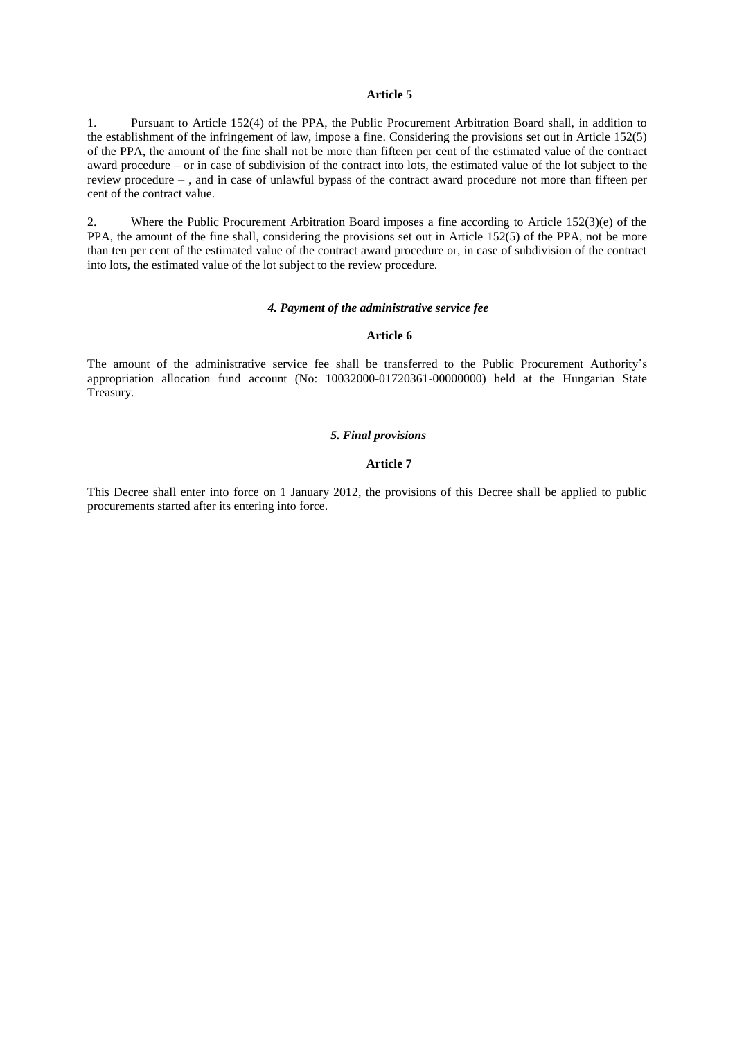**Article 5**

1. Pursuant to Article 152(4) of the PPA, the Public Procurement Arbitration Board shall, in addition to the establishment of the infringement of law, impose a fine. Considering the provisions set out in Article 152(5) of the PPA, the amount of the fine shall not be more than fifteen per cent of the estimated value of the contract award procedure – or in case of subdivision of the contract into lots, the estimated value of the lot subject to the review procedure – , and in case of unlawful bypass of the contract award procedure not more than fifteen per cent of the contract value.

2. Where the Public Procurement Arbitration Board imposes a fine according to Article 152(3)(e) of the PPA, the amount of the fine shall, considering the provisions set out in Article 152(5) of the PPA, not be more than ten per cent of the estimated value of the contract award procedure or, in case of subdivision of the contract into lots, the estimated value of the lot subject to the review procedure.

### *4. Payment of the administrative service fee*

**Article 6**

The amount of the administrative service fee shall be transferred to the Public Procurement Authority's appropriation allocation fund account (No: 10032000-01720361-00000000) held at the Hungarian State Treasury.

### *5. Final provisions*

**Article 7**

This Decree shall enter into force on 1 January 2012, the provisions of this Decree shall be applied to public procurements started after its entering into force.